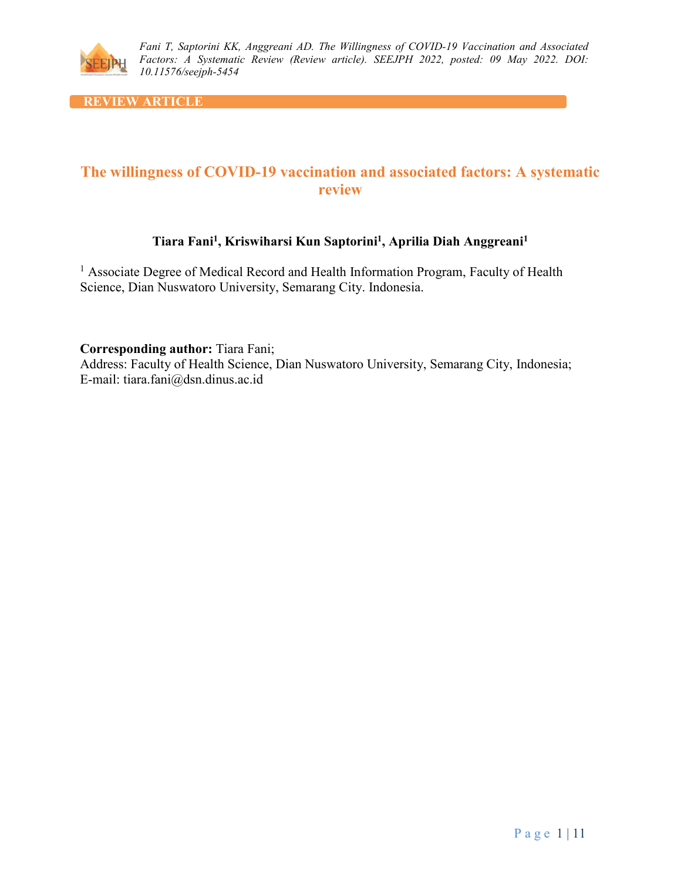REVIEW ARTICLE

# The willingness of COVID-19 vaccination and associated factors: A systematic review

**Tiara Fani[1], Kriswiharsi Kun Saptorini[1], Aprilia Diah Anggreani[1]**

[1] Associate Degree of Medical Record and Health Information Program, Faculty of Health Science, Dian Nuswatoro University, Semarang City. Indonesia.

**Corresponding author:** Tiara Fani;
Address: Faculty of Health Science, Dian Nuswatoro University, Semarang City, Indonesia;
E-mail: tiara.fani@dsn.dinus.ac.id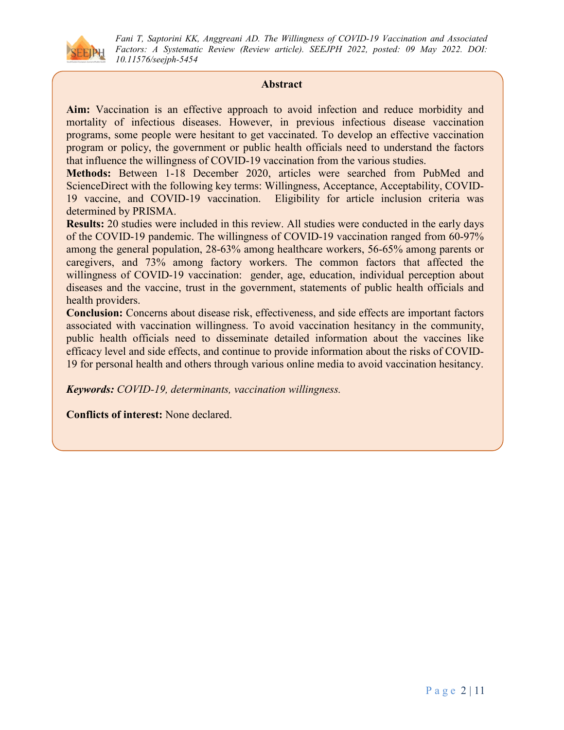## Abstract

**Aim:** Vaccination is an effective approach to avoid infection and reduce morbidity and mortality of infectious diseases. However, in previous infectious disease vaccination programs, some people were hesitant to get vaccinated. To develop an effective vaccination program or policy, the government or public health officials need to understand the factors that influence the willingness of COVID-19 vaccination from the various studies.

**Methods:** Between 1-18 December 2020, articles were searched from PubMed and ScienceDirect with the following key terms: Willingness, Acceptance, Acceptability, COVID-19 vaccine, and COVID-19 vaccination. Eligibility for article inclusion criteria was determined by PRISMA.

**Results:** 20 studies were included in this review. All studies were conducted in the early days of the COVID-19 pandemic. The willingness of COVID-19 vaccination ranged from 60-97% among the general population, 28-63% among healthcare workers, 56-65% among parents or caregivers, and 73% among factory workers. The common factors that affected the willingness of COVID-19 vaccination: gender, age, education, individual perception about diseases and the vaccine, trust in the government, statements of public health officials and health providers.

**Conclusion:** Concerns about disease risk, effectiveness, and side effects are important factors associated with vaccination willingness. To avoid vaccination hesitancy in the community, public health officials need to disseminate detailed information about the vaccines like efficacy level and side effects, and continue to provide information about the risks of COVID-19 for personal health and others through various online media to avoid vaccination hesitancy.

***Keywords:*** *COVID-19, determinants, vaccination willingness.*

**Conflicts of interest:** None declared.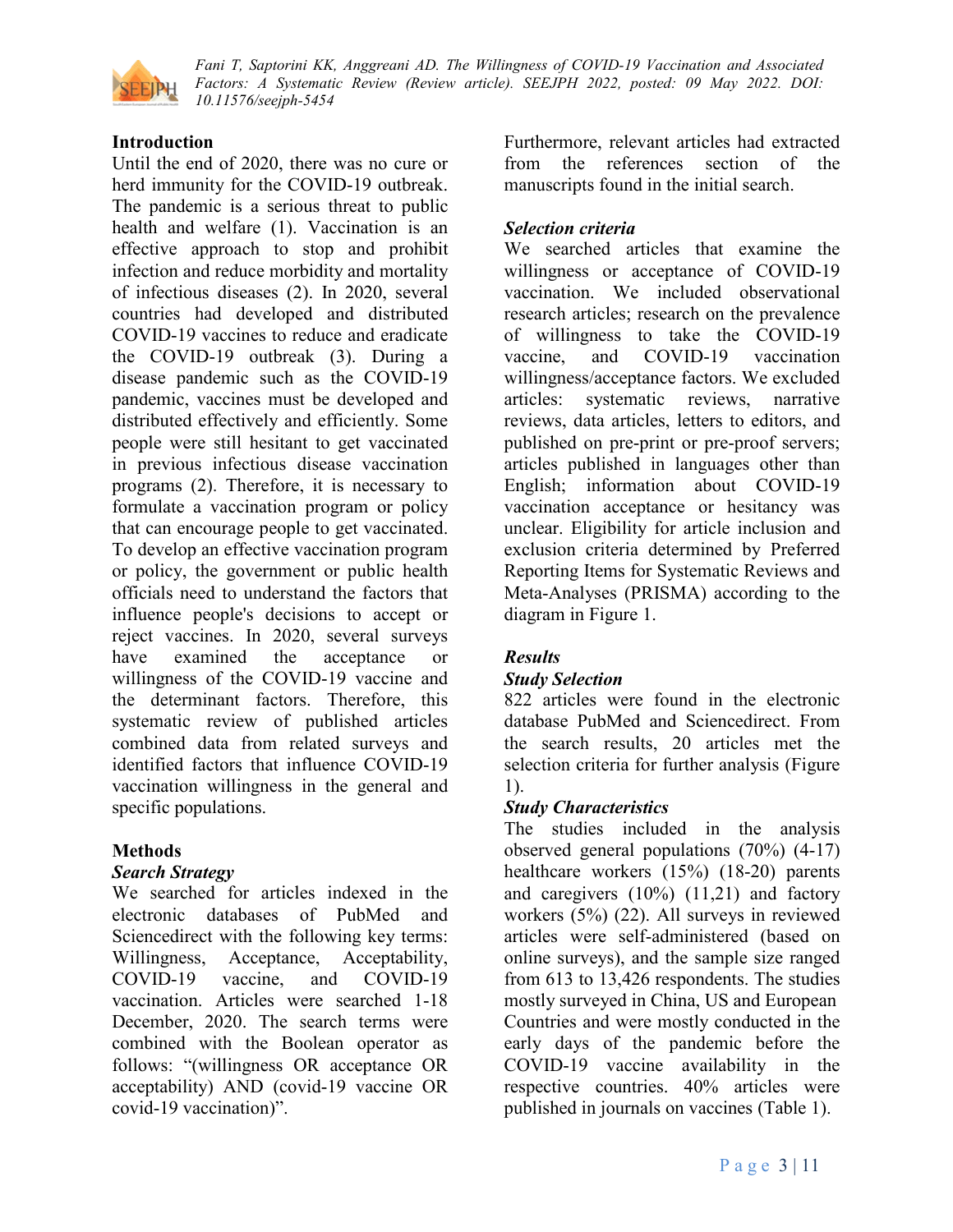## Introduction

Until the end of 2020, there was no cure or herd immunity for the COVID-19 outbreak. The pandemic is a serious threat to public health and welfare (1). Vaccination is an effective approach to stop and prohibit infection and reduce morbidity and mortality of infectious diseases (2). In 2020, several countries had developed and distributed COVID-19 vaccines to reduce and eradicate the COVID-19 outbreak (3). During a disease pandemic such as the COVID-19 pandemic, vaccines must be developed and distributed effectively and efficiently. Some people were still hesitant to get vaccinated in previous infectious disease vaccination programs (2). Therefore, it is necessary to formulate a vaccination program or policy that can encourage people to get vaccinated. To develop an effective vaccination program or policy, the government or public health officials need to understand the factors that influence people's decisions to accept or reject vaccines. In 2020, several surveys have examined the acceptance or willingness of the COVID-19 vaccine and the determinant factors. Therefore, this systematic review of published articles combined data from related surveys and identified factors that influence COVID-19 vaccination willingness in the general and specific populations.

## Methods

### *Search Strategy*

We searched for articles indexed in the electronic databases of PubMed and Sciencedirect with the following key terms: Willingness, Acceptance, Acceptability, COVID-19 vaccine, and COVID-19 vaccination. Articles were searched 1-18 December, 2020. The search terms were combined with the Boolean operator as follows: "(willingness OR acceptance OR acceptability) AND (covid-19 vaccine OR covid-19 vaccination)".

Furthermore, relevant articles had extracted from the references section of the manuscripts found in the initial search.

### *Selection criteria*

We searched articles that examine the willingness or acceptance of COVID-19 vaccination. We included observational research articles; research on the prevalence of willingness to take the COVID-19 vaccine, and COVID-19 vaccination willingness/acceptance factors. We excluded articles: systematic reviews, narrative reviews, data articles, letters to editors, and published on pre-print or pre-proof servers; articles published in languages other than English; information about COVID-19 vaccination acceptance or hesitancy was unclear. Eligibility for article inclusion and exclusion criteria determined by Preferred Reporting Items for Systematic Reviews and Meta-Analyses (PRISMA) according to the diagram in Figure 1.

### *Results*

### *Study Selection*

822 articles were found in the electronic database PubMed and Sciencedirect. From the search results, 20 articles met the selection criteria for further analysis (Figure 1).

### *Study Characteristics*

The studies included in the analysis observed general populations (70%) (4-17) healthcare workers (15%) (18-20) parents and caregivers (10%) (11,21) and factory workers (5%) (22). All surveys in reviewed articles were self-administered (based on online surveys), and the sample size ranged from 613 to 13,426 respondents. The studies mostly surveyed in China, US and European Countries and were mostly conducted in the early days of the pandemic before the COVID-19 vaccine availability in the respective countries. 40% articles were published in journals on vaccines (Table 1).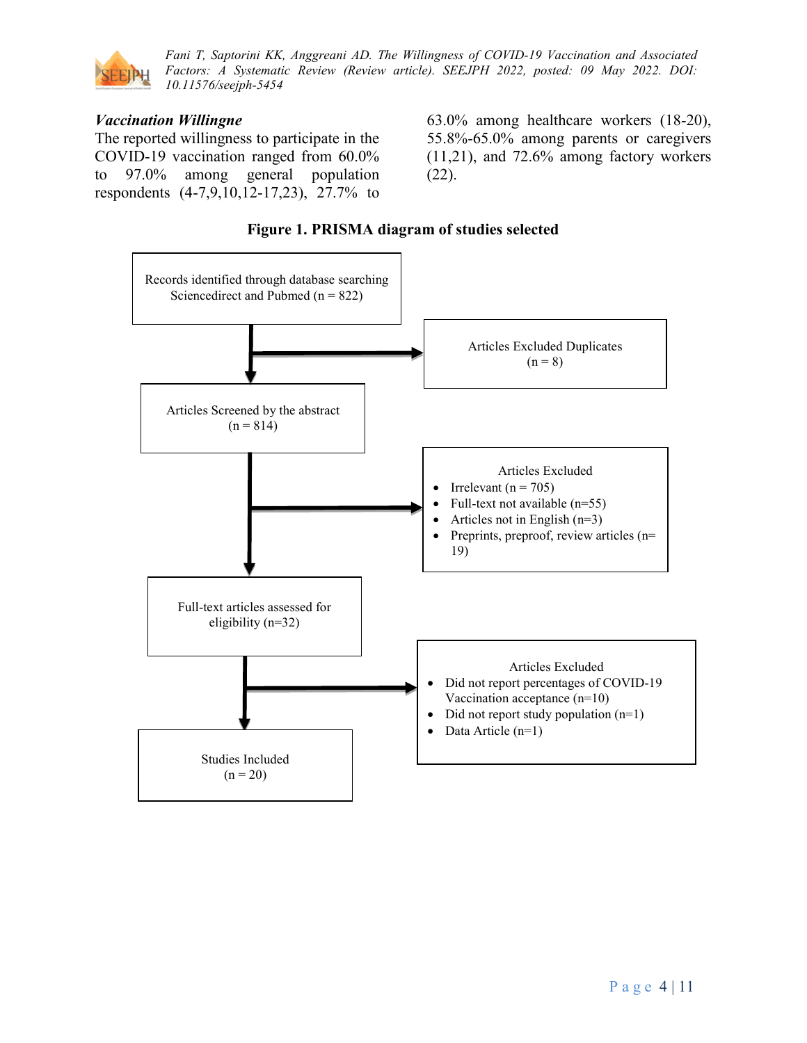### *Vaccination Willingne*

The reported willingness to participate in the COVID-19 vaccination ranged from 60.0% to 97.0% among general population respondents (4-7,9,10,12-17,23), 27.7% to 63.0% among healthcare workers (18-20), 55.8%-65.0% among parents or caregivers (11,21), and 72.6% among factory workers (22).

**Figure 1. PRISMA diagram of studies selected**

Records identified through database searching Sciencedirect and Pubmed (n = 822)

Articles Excluded Duplicates (n = 8)

Articles Screened by the abstract (n = 814)

Articles Excluded

- Irrelevant (n = 705)
- Full-text not available (n=55)
- Articles not in English (n=3)
- Preprints, preproof, review articles (n= 19)

Full-text articles assessed for eligibility (n=32)

Articles Excluded

- Did not report percentages of COVID-19 Vaccination acceptance (n=10)
- Did not report study population (n=1)
- Data Article (n=1)

Studies Included (n = 20)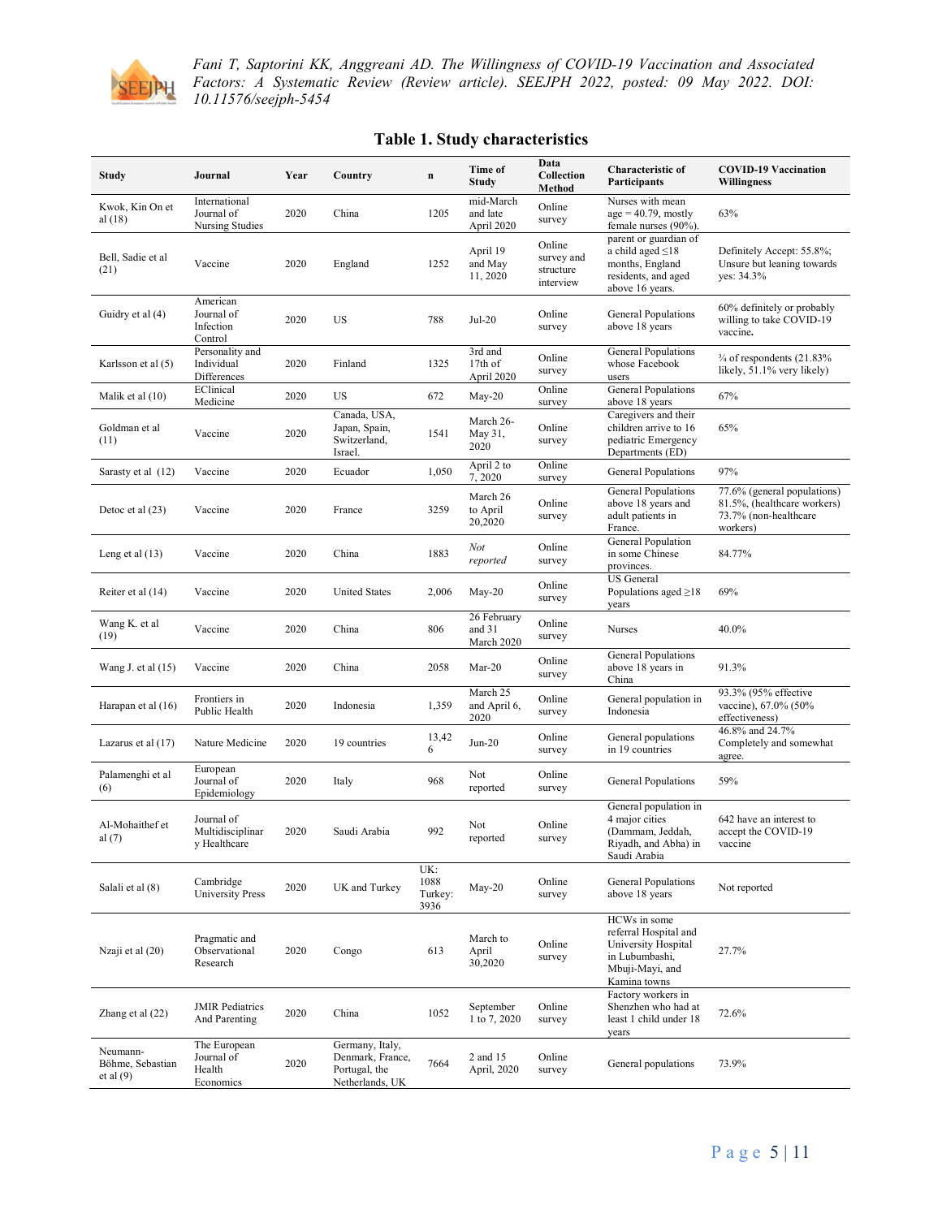**Table 1. Study characteristics**

| Study | Journal | Year | Country | n | Time of Study | Data Collection Method | Characteristic of Participants | COVID-19 Vaccination Willingness |
|---|---|---|---|---|---|---|---|---|
| Kwok, Kin On et al (18) | International Journal of Nursing Studies | 2020 | China | 1205 | mid-March and late April 2020 | Online survey | Nurses with mean age = 40.79, mostly female nurses (90%). | 63% |
| Bell, Sadie et al (21) | Vaccine | 2020 | England | 1252 | April 19 and May 11, 2020 | Online survey and structure interview | parent or guardian of a child aged ≤18 months, England residents, and aged above 16 years. | Definitely Accept: 55.8%; Unsure but leaning towards yes: 34.3% |
| Guidry et al (4) | American Journal of Infection Control | 2020 | US | 788 | Jul-20 | Online survey | General Populations above 18 years | 60% definitely or probably willing to take COVID-19 vaccine. |
| Karlsson et al (5) | Personality and Individual Differences | 2020 | Finland | 1325 | 3rd and 17th of April 2020 | Online survey | General Populations whose Facebook users | ¾ of respondents (21.83% likely, 51.1% very likely) |
| Malik et al (10) | EClinical Medicine | 2020 | US | 672 | May-20 | Online survey | General Populations above 18 years | 67% |
| Goldman et al (11) | Vaccine | 2020 | Canada, USA, Japan, Spain, Switzerland, Israel. | 1541 | March 26-May 31, 2020 | Online survey | Caregivers and their children arrive to 16 pediatric Emergency Departments (ED) | 65% |
| Sarasty et al (12) | Vaccine | 2020 | Ecuador | 1,050 | April 2 to 7, 2020 | Online survey | General Populations | 97% |
| Detoc et al (23) | Vaccine | 2020 | France | 3259 | March 26 to April 20,2020 | Online survey | General Populations above 18 years and adult patients in France. | 77.6% (general populations) 81.5%, (healthcare workers) 73.7% (non-healthcare workers) |
| Leng et al (13) | Vaccine | 2020 | China | 1883 | *Not reported* | Online survey | General Population in some Chinese provinces. | 84.77% |
| Reiter et al (14) | Vaccine | 2020 | United States | 2,006 | May-20 | Online survey | US General Populations aged ≥18 years | 69% |
| Wang K. et al (19) | Vaccine | 2020 | China | 806 | 26 February and 31 March 2020 | Online survey | Nurses | 40.0% |
| Wang J. et al (15) | Vaccine | 2020 | China | 2058 | Mar-20 | Online survey | General Populations above 18 years in China | 91.3% |
| Harapan et al (16) | Frontiers in Public Health | 2020 | Indonesia | 1,359 | March 25 and April 6, 2020 | Online survey | General population in Indonesia | 93.3% (95% effective vaccine), 67.0% (50% effectiveness) |
| Lazarus et al (17) | Nature Medicine | 2020 | 19 countries | 13,426 | Jun-20 | Online survey | General populations in 19 countries | 46.8% and 24.7% Completely and somewhat agree. |
| Palamenghi et al (6) | European Journal of Epidemiology | 2020 | Italy | 968 | Not reported | Online survey | General Populations | 59% |
| Al-Mohaithef et al (7) | Journal of Multidisciplinary Healthcare | 2020 | Saudi Arabia | 992 | Not reported | Online survey | General population in 4 major cities (Dammam, Jeddah, Riyadh, and Abha) in Saudi Arabia | 642 have an interest to accept the COVID-19 vaccine |
| Salali et al (8) | Cambridge University Press | 2020 | UK and Turkey | UK: 1088 Turkey: 3936 | May-20 | Online survey | General Populations above 18 years | Not reported |
| Nzaji et al (20) | Pragmatic and Observational Research | 2020 | Congo | 613 | March to April 30,2020 | Online survey | HCWs in some referral Hospital and University Hospital in Lubumbashi, Mbuji-Mayi, and Kamina towns | 27.7% |
| Zhang et al (22) | JMIR Pediatrics And Parenting | 2020 | China | 1052 | September 1 to 7, 2020 | Online survey | Factory workers in Shenzhen who had at least 1 child under 18 years | 72.6% |
| Neumann-Böhme, Sebastian et al (9) | The European Journal of Health Economics | 2020 | Germany, Italy, Denmark, France, Portugal, the Netherlands, UK | 7664 | 2 and 15 April, 2020 | Online survey | General populations | 73.9% |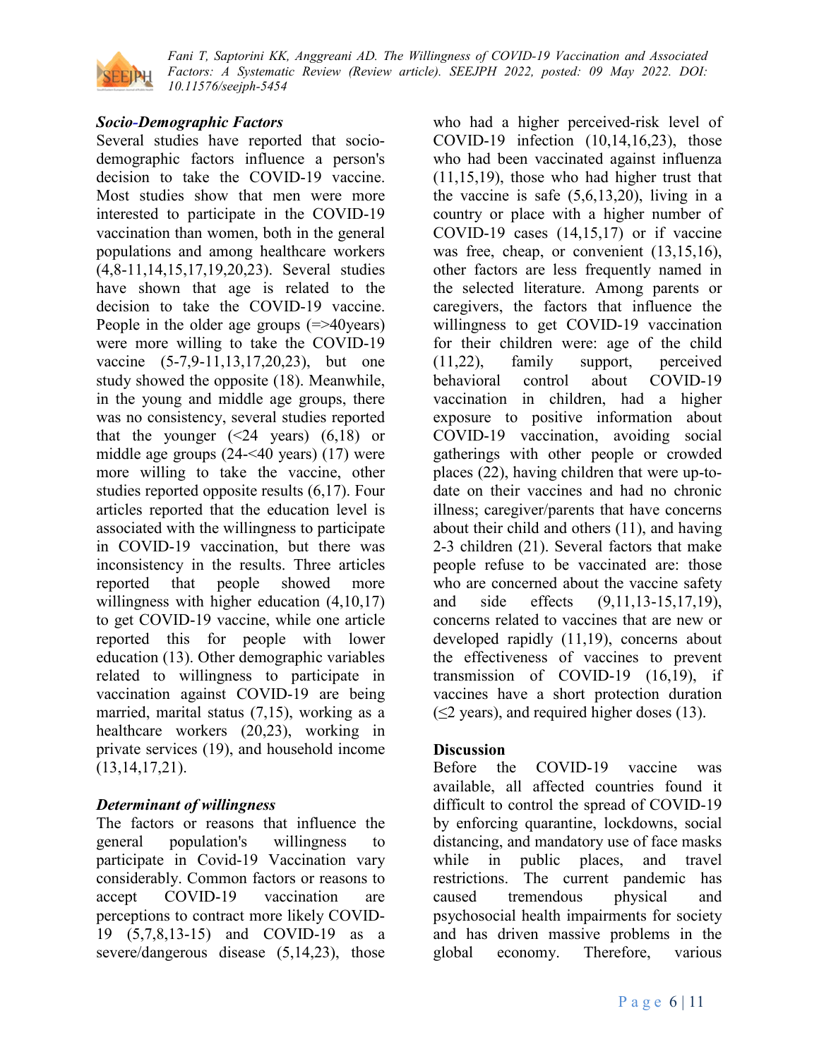### *Socio-Demographic Factors*

Several studies have reported that socio-demographic factors influence a person's decision to take the COVID-19 vaccine. Most studies show that men were more interested to participate in the COVID-19 vaccination than women, both in the general populations and among healthcare workers (4,8-11,14,15,17,19,20,23). Several studies have shown that age is related to the decision to take the COVID-19 vaccine. People in the older age groups (=>40years) were more willing to take the COVID-19 vaccine (5-7,9-11,13,17,20,23), but one study showed the opposite (18). Meanwhile, in the young and middle age groups, there was no consistency, several studies reported that the younger (<24 years) (6,18) or middle age groups (24-<40 years) (17) were more willing to take the vaccine, other studies reported opposite results (6,17). Four articles reported that the education level is associated with the willingness to participate in COVID-19 vaccination, but there was inconsistency in the results. Three articles reported that people showed more willingness with higher education (4,10,17) to get COVID-19 vaccine, while one article reported this for people with lower education (13). Other demographic variables related to willingness to participate in vaccination against COVID-19 are being married, marital status (7,15), working as a healthcare workers (20,23), working in private services (19), and household income (13,14,17,21).

### *Determinant of willingness*

The factors or reasons that influence the general population's willingness to participate in Covid-19 Vaccination vary considerably. Common factors or reasons to accept COVID-19 vaccination are perceptions to contract more likely COVID-19 (5,7,8,13-15) and COVID-19 as a severe/dangerous disease (5,14,23), those who had a higher perceived-risk level of COVID-19 infection (10,14,16,23), those who had been vaccinated against influenza (11,15,19), those who had higher trust that the vaccine is safe (5,6,13,20), living in a country or place with a higher number of COVID-19 cases (14,15,17) or if vaccine was free, cheap, or convenient (13,15,16), other factors are less frequently named in the selected literature. Among parents or caregivers, the factors that influence the willingness to get COVID-19 vaccination for their children were: age of the child (11,22), family support, perceived behavioral control about COVID-19 vaccination in children, had a higher exposure to positive information about COVID-19 vaccination, avoiding social gatherings with other people or crowded places (22), having children that were up-to-date on their vaccines and had no chronic illness; caregiver/parents that have concerns about their child and others (11), and having 2-3 children (21). Several factors that make people refuse to be vaccinated are: those who are concerned about the vaccine safety and side effects (9,11,13-15,17,19), concerns related to vaccines that are new or developed rapidly (11,19), concerns about the effectiveness of vaccines to prevent transmission of COVID-19 (16,19), if vaccines have a short protection duration (≤2 years), and required higher doses (13).

## Discussion

Before the COVID-19 vaccine was available, all affected countries found it difficult to control the spread of COVID-19 by enforcing quarantine, lockdowns, social distancing, and mandatory use of face masks while in public places, and travel restrictions. The current pandemic has caused tremendous physical and psychosocial health impairments for society and has driven massive problems in the global economy. Therefore, various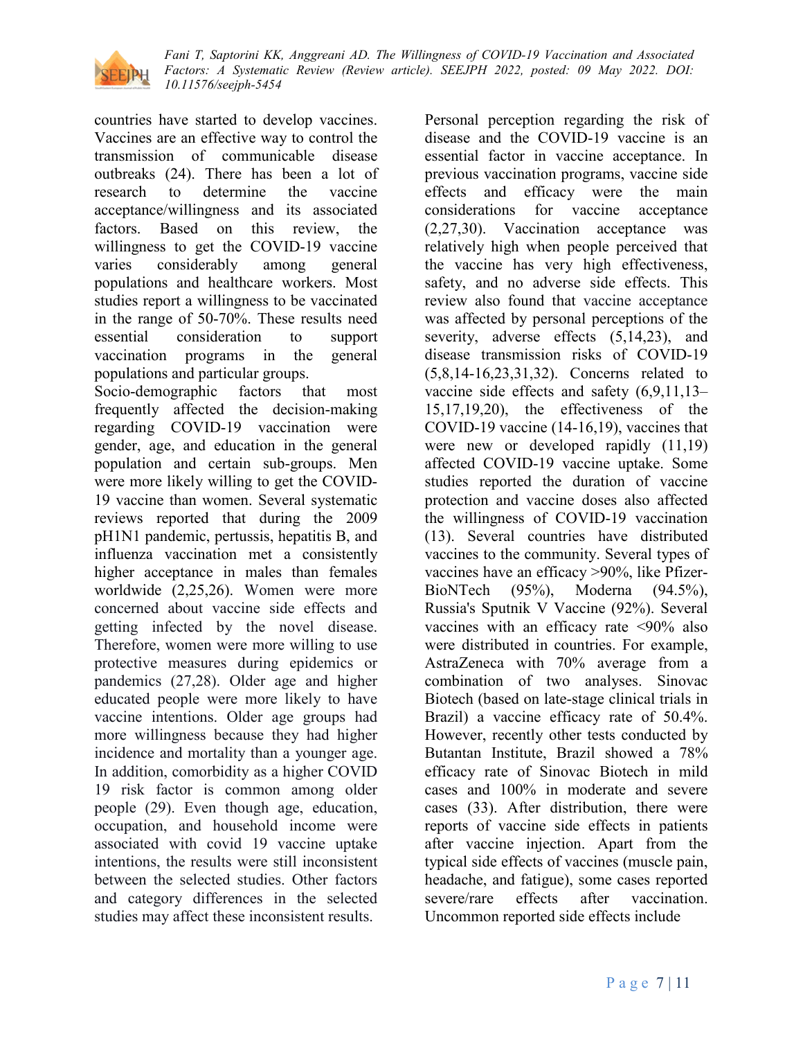countries have started to develop vaccines. Vaccines are an effective way to control the transmission of communicable disease outbreaks (24). There has been a lot of research to determine the vaccine acceptance/willingness and its associated factors. Based on this review, the willingness to get the COVID-19 vaccine varies considerably among general populations and healthcare workers. Most studies report a willingness to be vaccinated in the range of 50-70%. These results need essential consideration to support vaccination programs in the general populations and particular groups.

Socio-demographic factors that most frequently affected the decision-making regarding COVID-19 vaccination were gender, age, and education in the general population and certain sub-groups. Men were more likely willing to get the COVID-19 vaccine than women. Several systematic reviews reported that during the 2009 pH1N1 pandemic, pertussis, hepatitis B, and influenza vaccination met a consistently higher acceptance in males than females worldwide (2,25,26). Women were more concerned about vaccine side effects and getting infected by the novel disease. Therefore, women were more willing to use protective measures during epidemics or pandemics (27,28). Older age and higher educated people were more likely to have vaccine intentions. Older age groups had more willingness because they had higher incidence and mortality than a younger age. In addition, comorbidity as a higher COVID 19 risk factor is common among older people (29). Even though age, education, occupation, and household income were associated with covid 19 vaccine uptake intentions, the results were still inconsistent between the selected studies. Other factors and category differences in the selected studies may affect these inconsistent results.

Personal perception regarding the risk of disease and the COVID-19 vaccine is an essential factor in vaccine acceptance. In previous vaccination programs, vaccine side effects and efficacy were the main considerations for vaccine acceptance (2,27,30). Vaccination acceptance was relatively high when people perceived that the vaccine has very high effectiveness, safety, and no adverse side effects. This review also found that vaccine acceptance was affected by personal perceptions of the severity, adverse effects (5,14,23), and disease transmission risks of COVID-19 (5,8,14-16,23,31,32). Concerns related to vaccine side effects and safety (6,9,11,13–15,17,19,20), the effectiveness of the COVID-19 vaccine (14-16,19), vaccines that were new or developed rapidly (11,19) affected COVID-19 vaccine uptake. Some studies reported the duration of vaccine protection and vaccine doses also affected the willingness of COVID-19 vaccination (13). Several countries have distributed vaccines to the community. Several types of vaccines have an efficacy >90%, like Pfizer-BioNTech (95%), Moderna (94.5%), Russia's Sputnik V Vaccine (92%). Several vaccines with an efficacy rate <90% also were distributed in countries. For example, AstraZeneca with 70% average from a combination of two analyses. Sinovac Biotech (based on late-stage clinical trials in Brazil) a vaccine efficacy rate of 50.4%. However, recently other tests conducted by Butantan Institute, Brazil showed a 78% efficacy rate of Sinovac Biotech in mild cases and 100% in moderate and severe cases (33). After distribution, there were reports of vaccine side effects in patients after vaccine injection. Apart from the typical side effects of vaccines (muscle pain, headache, and fatigue), some cases reported severe/rare effects after vaccination. Uncommon reported side effects include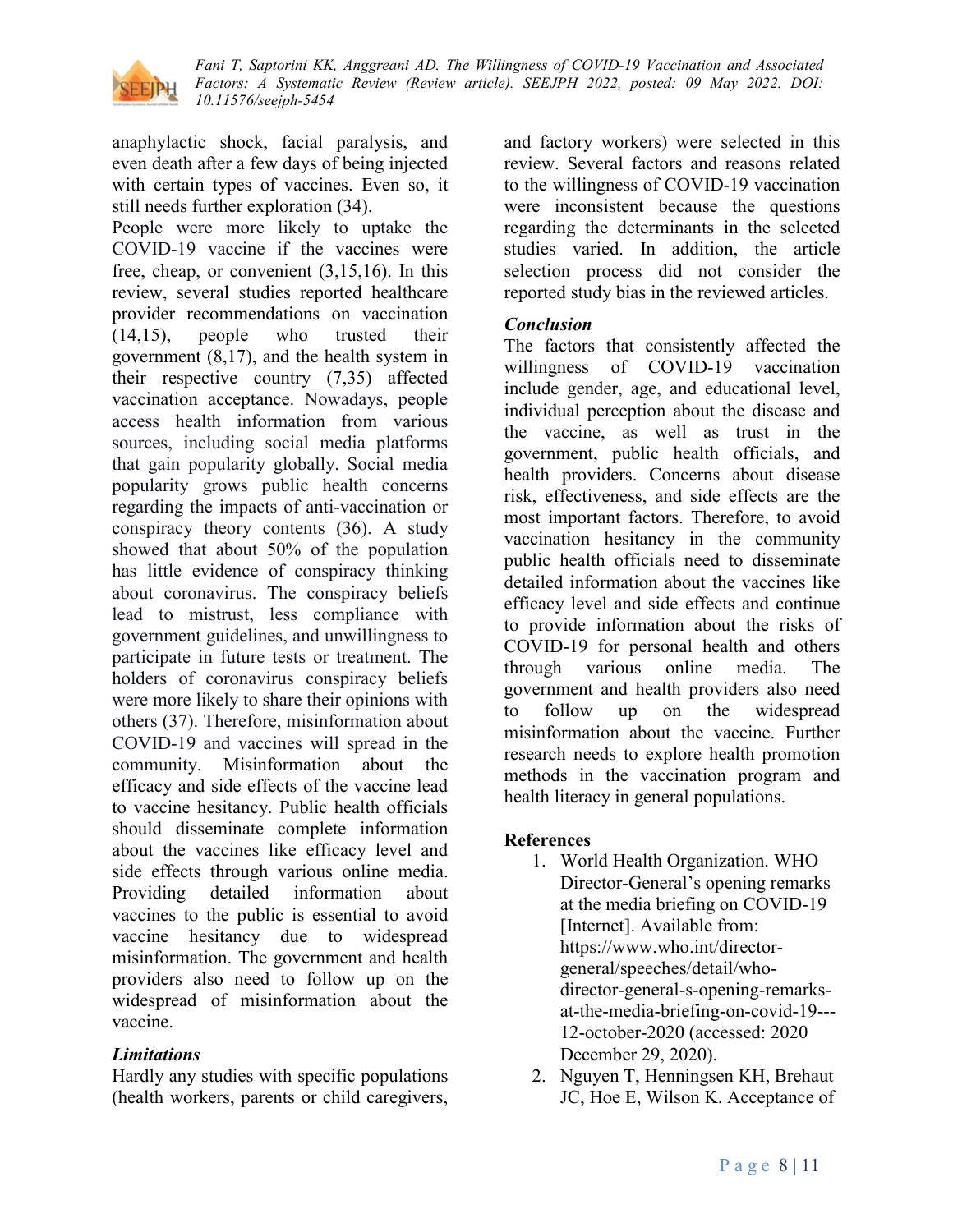anaphylactic shock, facial paralysis, and even death after a few days of being injected with certain types of vaccines. Even so, it still needs further exploration (34).

People were more likely to uptake the COVID-19 vaccine if the vaccines were free, cheap, or convenient (3,15,16). In this review, several studies reported healthcare provider recommendations on vaccination (14,15), people who trusted their government (8,17), and the health system in their respective country (7,35) affected vaccination acceptance. Nowadays, people access health information from various sources, including social media platforms that gain popularity globally. Social media popularity grows public health concerns regarding the impacts of anti-vaccination or conspiracy theory contents (36). A study showed that about 50% of the population has little evidence of conspiracy thinking about coronavirus. The conspiracy beliefs lead to mistrust, less compliance with government guidelines, and unwillingness to participate in future tests or treatment. The holders of coronavirus conspiracy beliefs were more likely to share their opinions with others (37). Therefore, misinformation about COVID-19 and vaccines will spread in the community. Misinformation about the efficacy and side effects of the vaccine lead to vaccine hesitancy. Public health officials should disseminate complete information about the vaccines like efficacy level and side effects through various online media. Providing detailed information about vaccines to the public is essential to avoid vaccine hesitancy due to widespread misinformation. The government and health providers also need to follow up on the widespread of misinformation about the vaccine.

### *Limitations*

Hardly any studies with specific populations (health workers, parents or child caregivers, and factory workers) were selected in this review. Several factors and reasons related to the willingness of COVID-19 vaccination were inconsistent because the questions regarding the determinants in the selected studies varied. In addition, the article selection process did not consider the reported study bias in the reviewed articles.

### *Conclusion*

The factors that consistently affected the willingness of COVID-19 vaccination include gender, age, and educational level, individual perception about the disease and the vaccine, as well as trust in the government, public health officials, and health providers. Concerns about disease risk, effectiveness, and side effects are the most important factors. Therefore, to avoid vaccination hesitancy in the community public health officials need to disseminate detailed information about the vaccines like efficacy level and side effects and continue to provide information about the risks of COVID-19 for personal health and others through various online media. The government and health providers also need to follow up on the widespread misinformation about the vaccine. Further research needs to explore health promotion methods in the vaccination program and health literacy in general populations.

## References

1. World Health Organization. WHO Director-General's opening remarks at the media briefing on COVID-19 [Internet]. Available from: https://www.who.int/director-general/speeches/detail/who-director-general-s-opening-remarks-at-the-media-briefing-on-covid-19---12-october-2020 (accessed: 2020 December 29, 2020).
2. Nguyen T, Henningsen KH, Brehaut JC, Hoe E, Wilson K. Acceptance of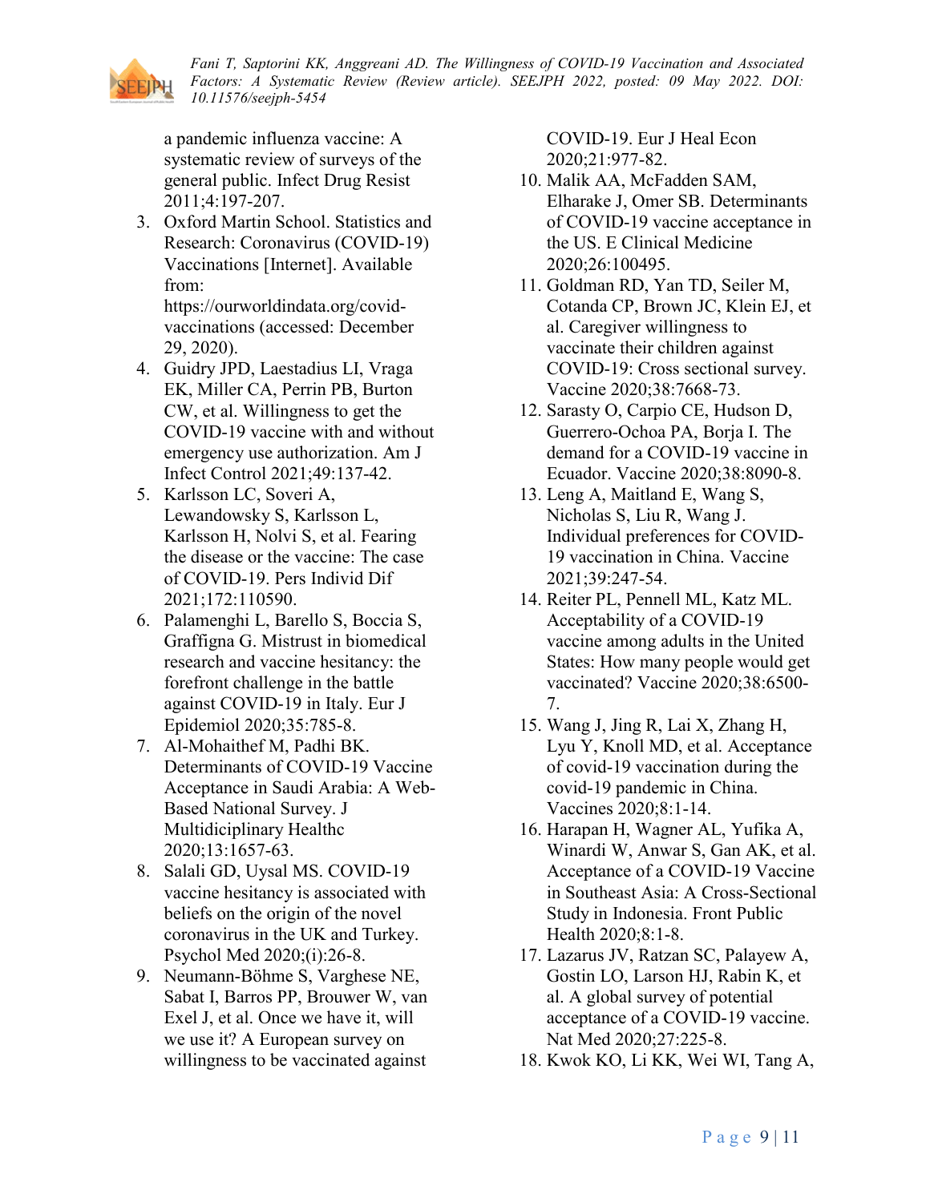a pandemic influenza vaccine: A systematic review of surveys of the general public. Infect Drug Resist 2011;4:197-207.
3. Oxford Martin School. Statistics and Research: Coronavirus (COVID-19) Vaccinations [Internet]. Available from: https://ourworldindata.org/covid-vaccinations (accessed: December 29, 2020).
4. Guidry JPD, Laestadius LI, Vraga EK, Miller CA, Perrin PB, Burton CW, et al. Willingness to get the COVID-19 vaccine with and without emergency use authorization. Am J Infect Control 2021;49:137-42.
5. Karlsson LC, Soveri A, Lewandowsky S, Karlsson L, Karlsson H, Nolvi S, et al. Fearing the disease or the vaccine: The case of COVID-19. Pers Individ Dif 2021;172:110590.
6. Palamenghi L, Barello S, Boccia S, Graffigna G. Mistrust in biomedical research and vaccine hesitancy: the forefront challenge in the battle against COVID-19 in Italy. Eur J Epidemiol 2020;35:785-8.
7. Al-Mohaithef M, Padhi BK. Determinants of COVID-19 Vaccine Acceptance in Saudi Arabia: A Web-Based National Survey. J Multidiciplinary Healthc 2020;13:1657-63.
8. Salali GD, Uysal MS. COVID-19 vaccine hesitancy is associated with beliefs on the origin of the novel coronavirus in the UK and Turkey. Psychol Med 2020;(i):26-8.
9. Neumann-Böhme S, Varghese NE, Sabat I, Barros PP, Brouwer W, van Exel J, et al. Once we have it, will we use it? A European survey on willingness to be vaccinated against COVID-19. Eur J Heal Econ 2020;21:977-82.
10. Malik AA, McFadden SAM, Elharake J, Omer SB. Determinants of COVID-19 vaccine acceptance in the US. E Clinical Medicine 2020;26:100495.
11. Goldman RD, Yan TD, Seiler M, Cotanda CP, Brown JC, Klein EJ, et al. Caregiver willingness to vaccinate their children against COVID-19: Cross sectional survey. Vaccine 2020;38:7668-73.
12. Sarasty O, Carpio CE, Hudson D, Guerrero-Ochoa PA, Borja I. The demand for a COVID-19 vaccine in Ecuador. Vaccine 2020;38:8090-8.
13. Leng A, Maitland E, Wang S, Nicholas S, Liu R, Wang J. Individual preferences for COVID-19 vaccination in China. Vaccine 2021;39:247-54.
14. Reiter PL, Pennell ML, Katz ML. Acceptability of a COVID-19 vaccine among adults in the United States: How many people would get vaccinated? Vaccine 2020;38:6500-7.
15. Wang J, Jing R, Lai X, Zhang H, Lyu Y, Knoll MD, et al. Acceptance of covid-19 vaccination during the covid-19 pandemic in China. Vaccines 2020;8:1-14.
16. Harapan H, Wagner AL, Yufika A, Winardi W, Anwar S, Gan AK, et al. Acceptance of a COVID-19 Vaccine in Southeast Asia: A Cross-Sectional Study in Indonesia. Front Public Health 2020;8:1-8.
17. Lazarus JV, Ratzan SC, Palayew A, Gostin LO, Larson HJ, Rabin K, et al. A global survey of potential acceptance of a COVID-19 vaccine. Nat Med 2020;27:225-8.
18. Kwok KO, Li KK, Wei WI, Tang A,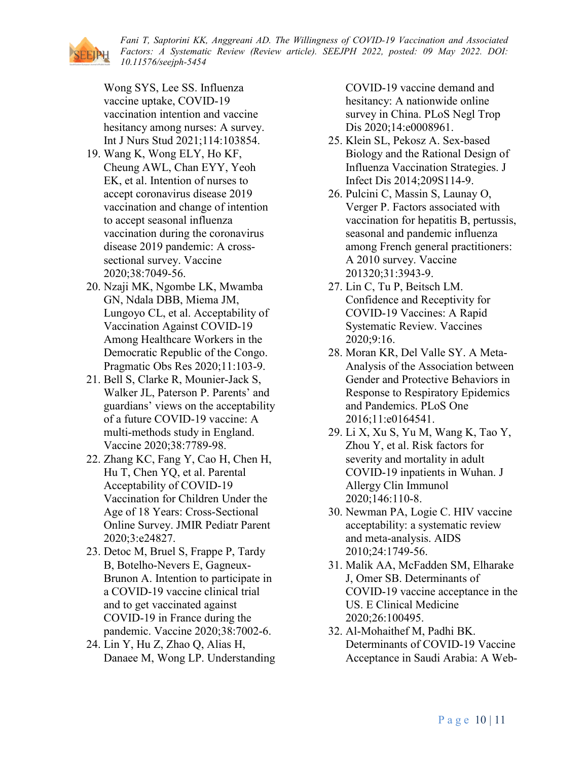Wong SYS, Lee SS. Influenza vaccine uptake, COVID-19 vaccination intention and vaccine hesitancy among nurses: A survey. Int J Nurs Stud 2021;114:103854.

19. Wang K, Wong ELY, Ho KF, Cheung AWL, Chan EYY, Yeoh EK, et al. Intention of nurses to accept coronavirus disease 2019 vaccination and change of intention to accept seasonal influenza vaccination during the coronavirus disease 2019 pandemic: A cross-sectional survey. Vaccine 2020;38:7049-56.
20. Nzaji MK, Ngombe LK, Mwamba GN, Ndala DBB, Miema JM, Lungoyo CL, et al. Acceptability of Vaccination Against COVID-19 Among Healthcare Workers in the Democratic Republic of the Congo. Pragmatic Obs Res 2020;11:103-9.
21. Bell S, Clarke R, Mounier-Jack S, Walker JL, Paterson P. Parents' and guardians' views on the acceptability of a future COVID-19 vaccine: A multi-methods study in England. Vaccine 2020;38:7789-98.
22. Zhang KC, Fang Y, Cao H, Chen H, Hu T, Chen YQ, et al. Parental Acceptability of COVID-19 Vaccination for Children Under the Age of 18 Years: Cross-Sectional Online Survey. JMIR Pediatr Parent 2020;3:e24827.
23. Detoc M, Bruel S, Frappe P, Tardy B, Botelho-Nevers E, Gagneux-Brunon A. Intention to participate in a COVID-19 vaccine clinical trial and to get vaccinated against COVID-19 in France during the pandemic. Vaccine 2020;38:7002-6.
24. Lin Y, Hu Z, Zhao Q, Alias H, Danaee M, Wong LP. Understanding COVID-19 vaccine demand and hesitancy: A nationwide online survey in China. PLoS Negl Trop Dis 2020;14:e0008961.
25. Klein SL, Pekosz A. Sex-based Biology and the Rational Design of Influenza Vaccination Strategies. J Infect Dis 2014;209S114-9.
26. Pulcini C, Massin S, Launay O, Verger P. Factors associated with vaccination for hepatitis B, pertussis, seasonal and pandemic influenza among French general practitioners: A 2010 survey. Vaccine 201320;31:3943-9.
27. Lin C, Tu P, Beitsch LM. Confidence and Receptivity for COVID-19 Vaccines: A Rapid Systematic Review. Vaccines 2020;9:16.
28. Moran KR, Del Valle SY. A Meta-Analysis of the Association between Gender and Protective Behaviors in Response to Respiratory Epidemics and Pandemics. PLoS One 2016;11:e0164541.
29. Li X, Xu S, Yu M, Wang K, Tao Y, Zhou Y, et al. Risk factors for severity and mortality in adult COVID-19 inpatients in Wuhan. J Allergy Clin Immunol 2020;146:110-8.
30. Newman PA, Logie C. HIV vaccine acceptability: a systematic review and meta-analysis. AIDS 2010;24:1749-56.
31. Malik AA, McFadden SM, Elharake J, Omer SB. Determinants of COVID-19 vaccine acceptance in the US. E Clinical Medicine 2020;26:100495.
32. Al-Mohaithef M, Padhi BK. Determinants of COVID-19 Vaccine Acceptance in Saudi Arabia: A Web-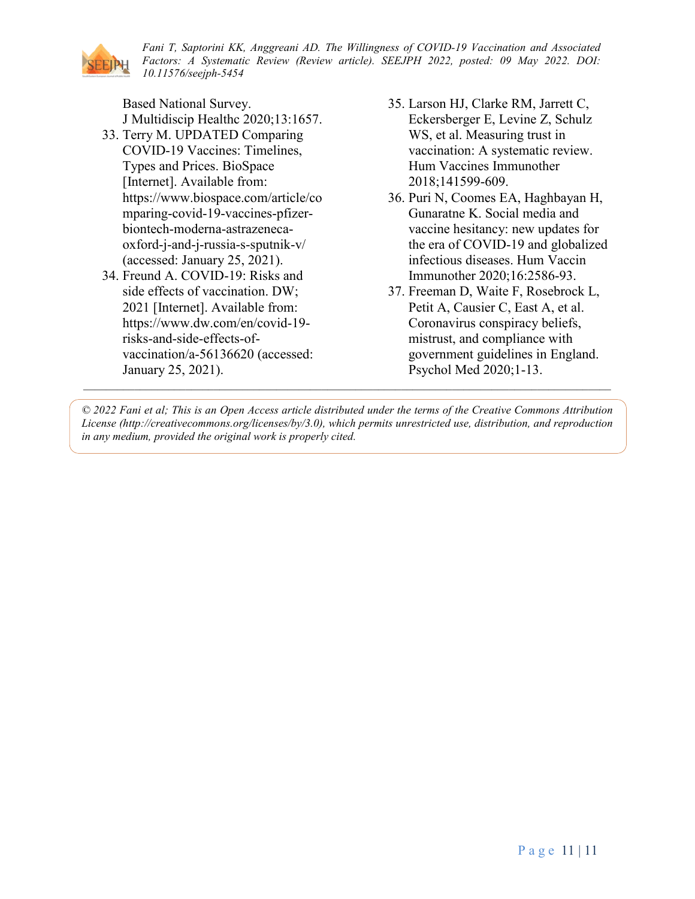Based National Survey. J Multidiscip Healthc 2020;13:1657.

33. Terry M. UPDATED Comparing COVID-19 Vaccines: Timelines, Types and Prices. BioSpace [Internet]. Available from: https://www.biospace.com/article/comparing-covid-19-vaccines-pfizer-biontech-moderna-astrazeneca-oxford-j-and-j-russia-s-sputnik-v/ (accessed: January 25, 2021).
34. Freund A. COVID-19: Risks and side effects of vaccination. DW; 2021 [Internet]. Available from: https://www.dw.com/en/covid-19-risks-and-side-effects-of-vaccination/a-56136620 (accessed: January 25, 2021).
35. Larson HJ, Clarke RM, Jarrett C, Eckersberger E, Levine Z, Schulz WS, et al. Measuring trust in vaccination: A systematic review. Hum Vaccines Immunother 2018;141599-609.
36. Puri N, Coomes EA, Haghbayan H, Gunaratne K. Social media and vaccine hesitancy: new updates for the era of COVID-19 and globalized infectious diseases. Hum Vaccin Immunother 2020;16:2586-93.
37. Freeman D, Waite F, Rosebrock L, Petit A, Causier C, East A, et al. Coronavirus conspiracy beliefs, mistrust, and compliance with government guidelines in England. Psychol Med 2020;1-13.

*© 2022 Fani et al; This is an Open Access article distributed under the terms of the Creative Commons Attribution License (http://creativecommons.org/licenses/by/3.0), which permits unrestricted use, distribution, and reproduction in any medium, provided the original work is properly cited.*